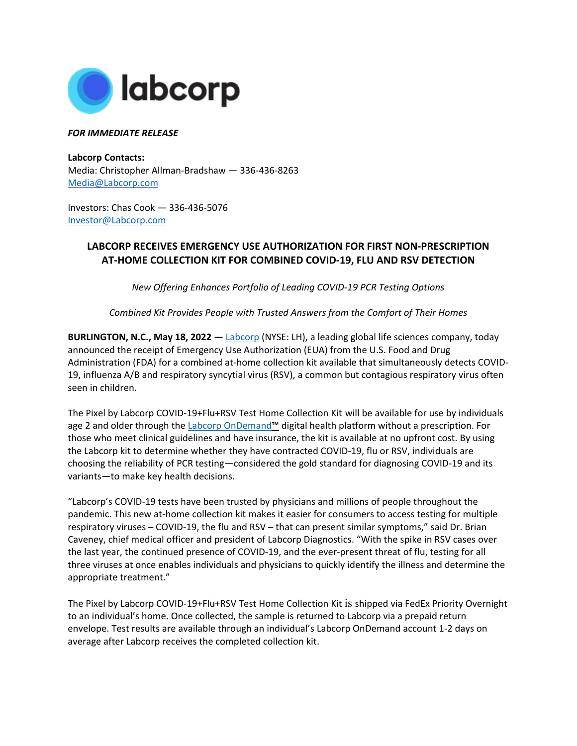***FOR IMMEDIATE RELEASE***

**Labcorp Contacts:**
Media: Christopher Allman-Bradshaw — 336-436-8263
Media@Labcorp.com

Investors: Chas Cook — 336-436-5076
Investor@Labcorp.com

# LABCORP RECEIVES EMERGENCY USE AUTHORIZATION FOR FIRST NON-PRESCRIPTION AT-HOME COLLECTION KIT FOR COMBINED COVID-19, FLU AND RSV DETECTION

*New Offering Enhances Portfolio of Leading COVID-19 PCR Testing Options*

*Combined Kit Provides People with Trusted Answers from the Comfort of Their Homes*

**BURLINGTON, N.C., May 18, 2022 —** Labcorp (NYSE: LH), a leading global life sciences company, today announced the receipt of Emergency Use Authorization (EUA) from the U.S. Food and Drug Administration (FDA) for a combined at-home collection kit available that simultaneously detects COVID-19, influenza A/B and respiratory syncytial virus (RSV), a common but contagious respiratory virus often seen in children.

The Pixel by Labcorp COVID-19+Flu+RSV Test Home Collection Kit will be available for use by individuals age 2 and older through the Labcorp OnDemand™ digital health platform without a prescription. For those who meet clinical guidelines and have insurance, the kit is available at no upfront cost. By using the Labcorp kit to determine whether they have contracted COVID-19, flu or RSV, individuals are choosing the reliability of PCR testing—considered the gold standard for diagnosing COVID-19 and its variants—to make key health decisions.

"Labcorp's COVID-19 tests have been trusted by physicians and millions of people throughout the pandemic. This new at-home collection kit makes it easier for consumers to access testing for multiple respiratory viruses – COVID-19, the flu and RSV – that can present similar symptoms," said Dr. Brian Caveney, chief medical officer and president of Labcorp Diagnostics. "With the spike in RSV cases over the last year, the continued presence of COVID-19, and the ever-present threat of flu, testing for all three viruses at once enables individuals and physicians to quickly identify the illness and determine the appropriate treatment."

The Pixel by Labcorp COVID-19+Flu+RSV Test Home Collection Kit is shipped via FedEx Priority Overnight to an individual's home. Once collected, the sample is returned to Labcorp via a prepaid return envelope. Test results are available through an individual's Labcorp OnDemand account 1-2 days on average after Labcorp receives the completed collection kit.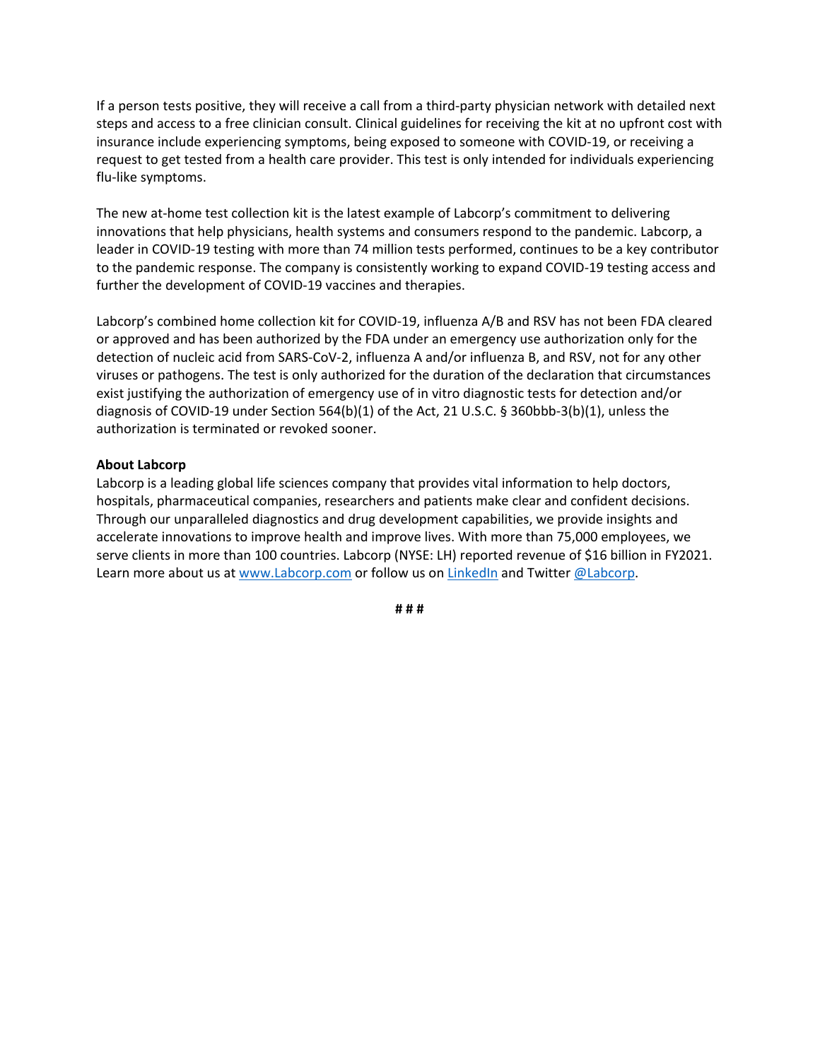If a person tests positive, they will receive a call from a third-party physician network with detailed next steps and access to a free clinician consult. Clinical guidelines for receiving the kit at no upfront cost with insurance include experiencing symptoms, being exposed to someone with COVID-19, or receiving a request to get tested from a health care provider. This test is only intended for individuals experiencing flu-like symptoms.

The new at-home test collection kit is the latest example of Labcorp's commitment to delivering innovations that help physicians, health systems and consumers respond to the pandemic. Labcorp, a leader in COVID-19 testing with more than 74 million tests performed, continues to be a key contributor to the pandemic response. The company is consistently working to expand COVID-19 testing access and further the development of COVID-19 vaccines and therapies.

Labcorp's combined home collection kit for COVID-19, influenza A/B and RSV has not been FDA cleared or approved and has been authorized by the FDA under an emergency use authorization only for the detection of nucleic acid from SARS-CoV-2, influenza A and/or influenza B, and RSV, not for any other viruses or pathogens. The test is only authorized for the duration of the declaration that circumstances exist justifying the authorization of emergency use of in vitro diagnostic tests for detection and/or diagnosis of COVID-19 under Section 564(b)(1) of the Act, 21 U.S.C. § 360bbb-3(b)(1), unless the authorization is terminated or revoked sooner.

**About Labcorp**

Labcorp is a leading global life sciences company that provides vital information to help doctors, hospitals, pharmaceutical companies, researchers and patients make clear and confident decisions. Through our unparalleled diagnostics and drug development capabilities, we provide insights and accelerate innovations to improve health and improve lives. With more than 75,000 employees, we serve clients in more than 100 countries. Labcorp (NYSE: LH) reported revenue of $16 billion in FY2021. Learn more about us at [www.Labcorp.com](www.Labcorp.com) or follow us on [LinkedIn]() and Twitter [@Labcorp]().

# # #